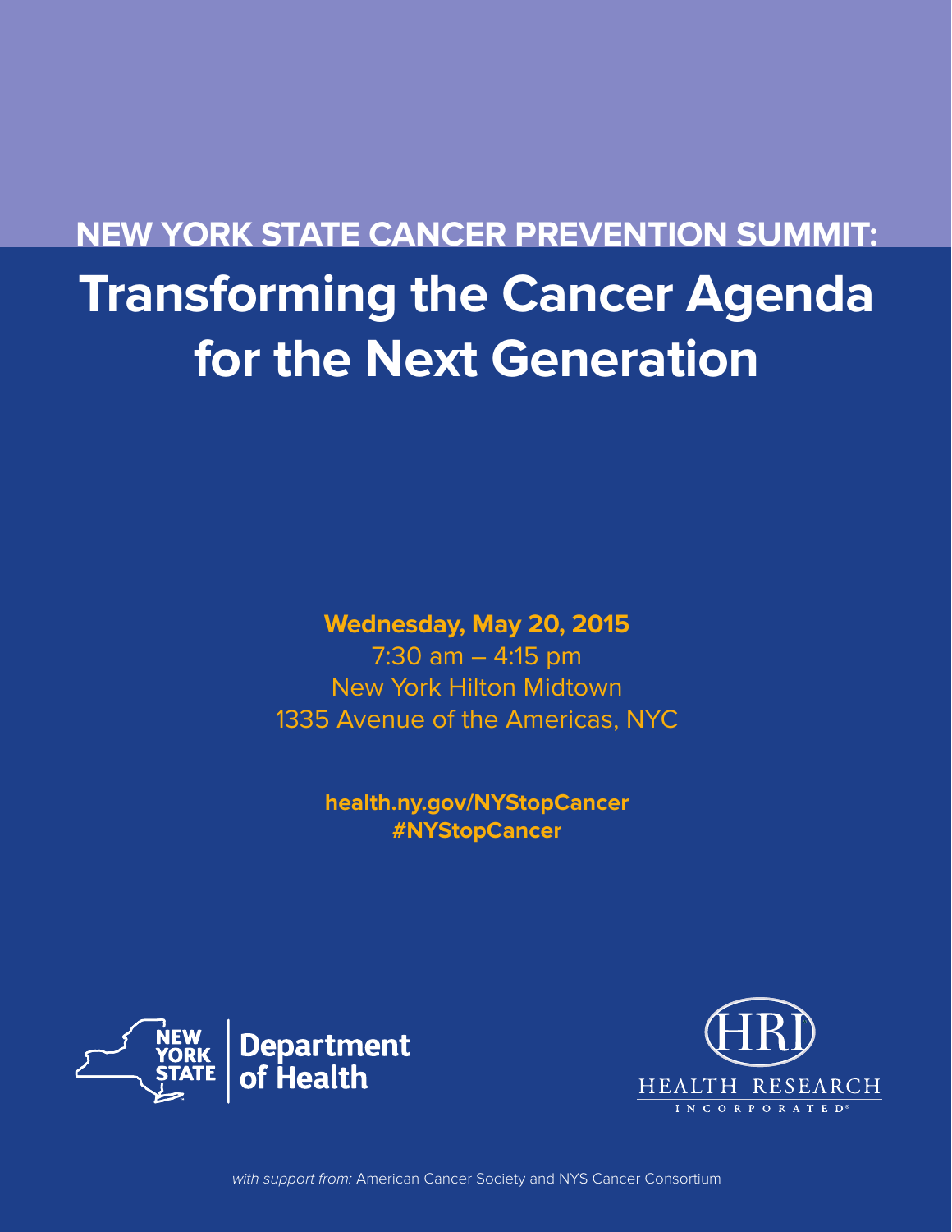# NEW YORK STATE CANCER PREVENTION SUMMIT:

# Transforming the Cancer Agenda for the Next Generation

**Wednesday, May 20, 2015**

7:30 am – 4:15 pm

New York Hilton Midtown

1335 Avenue of the Americas, NYC

**health.ny.gov/NYStopCancer**

**#NYStopCancer**

NEW YORK STATE | Department of Health

HRI HEALTH RESEARCH INCORPORATED®

*with support from:* American Cancer Society and NYS Cancer Consortium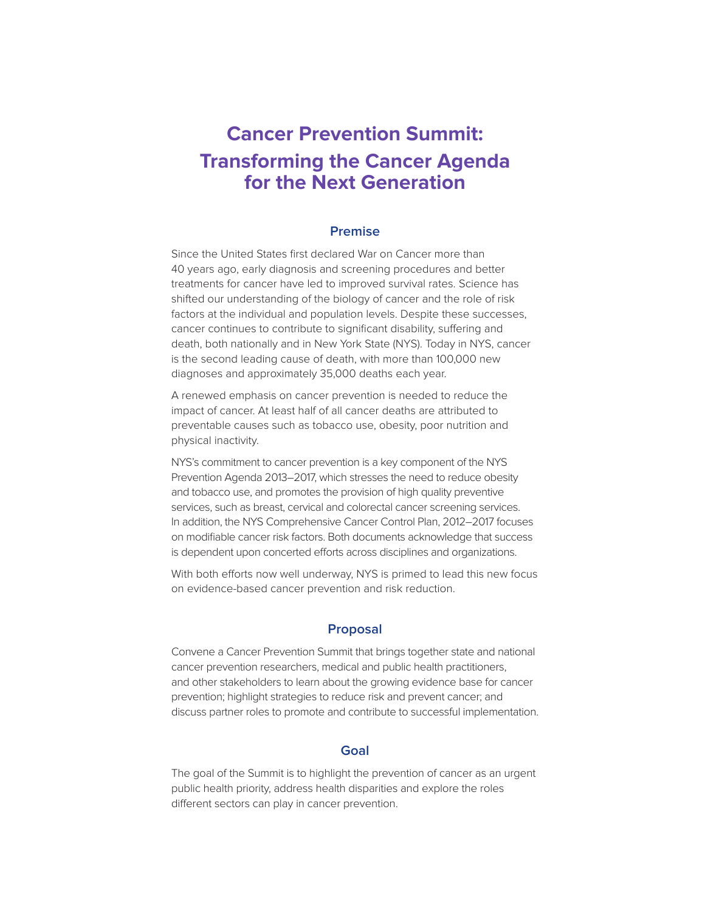# Cancer Prevention Summit: Transforming the Cancer Agenda for the Next Generation

## Premise

Since the United States first declared War on Cancer more than 40 years ago, early diagnosis and screening procedures and better treatments for cancer have led to improved survival rates. Science has shifted our understanding of the biology of cancer and the role of risk factors at the individual and population levels. Despite these successes, cancer continues to contribute to significant disability, suffering and death, both nationally and in New York State (NYS). Today in NYS, cancer is the second leading cause of death, with more than 100,000 new diagnoses and approximately 35,000 deaths each year.

A renewed emphasis on cancer prevention is needed to reduce the impact of cancer. At least half of all cancer deaths are attributed to preventable causes such as tobacco use, obesity, poor nutrition and physical inactivity.

NYS's commitment to cancer prevention is a key component of the NYS Prevention Agenda 2013–2017, which stresses the need to reduce obesity and tobacco use, and promotes the provision of high quality preventive services, such as breast, cervical and colorectal cancer screening services. In addition, the NYS Comprehensive Cancer Control Plan, 2012–2017 focuses on modifiable cancer risk factors. Both documents acknowledge that success is dependent upon concerted efforts across disciplines and organizations.

With both efforts now well underway, NYS is primed to lead this new focus on evidence-based cancer prevention and risk reduction.

## Proposal

Convene a Cancer Prevention Summit that brings together state and national cancer prevention researchers, medical and public health practitioners, and other stakeholders to learn about the growing evidence base for cancer prevention; highlight strategies to reduce risk and prevent cancer; and discuss partner roles to promote and contribute to successful implementation.

## Goal

The goal of the Summit is to highlight the prevention of cancer as an urgent public health priority, address health disparities and explore the roles different sectors can play in cancer prevention.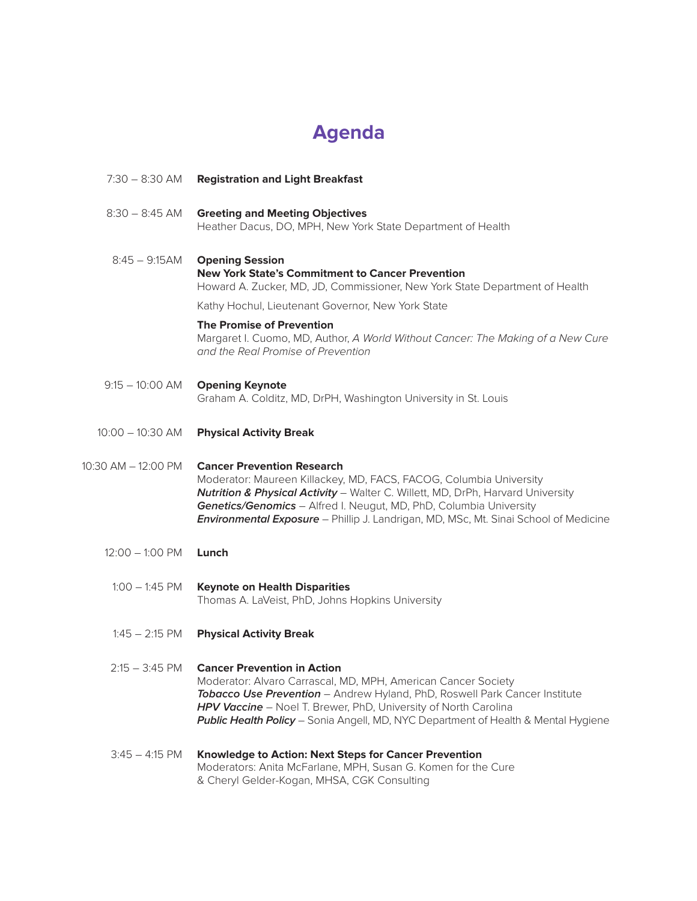# Agenda

7:30 – 8:30 AM **Registration and Light Breakfast**

8:30 – 8:45 AM **Greeting and Meeting Objectives**
Heather Dacus, DO, MPH, New York State Department of Health

8:45 – 9:15AM **Opening Session**
**New York State's Commitment to Cancer Prevention**
Howard A. Zucker, MD, JD, Commissioner, New York State Department of Health

Kathy Hochul, Lieutenant Governor, New York State

**The Promise of Prevention**
Margaret I. Cuomo, MD, Author, *A World Without Cancer: The Making of a New Cure and the Real Promise of Prevention*

9:15 – 10:00 AM **Opening Keynote**
Graham A. Colditz, MD, DrPH, Washington University in St. Louis

10:00 – 10:30 AM **Physical Activity Break**

10:30 AM – 12:00 PM **Cancer Prevention Research**
Moderator: Maureen Killackey, MD, FACS, FACOG, Columbia University
***Nutrition & Physical Activity*** – Walter C. Willett, MD, DrPh, Harvard University
***Genetics/Genomics*** – Alfred I. Neugut, MD, PhD, Columbia University
***Environmental Exposure*** – Phillip J. Landrigan, MD, MSc, Mt. Sinai School of Medicine

12:00 – 1:00 PM **Lunch**

1:00 – 1:45 PM **Keynote on Health Disparities**
Thomas A. LaVeist, PhD, Johns Hopkins University

1:45 – 2:15 PM **Physical Activity Break**

2:15 – 3:45 PM **Cancer Prevention in Action**
Moderator: Alvaro Carrascal, MD, MPH, American Cancer Society
***Tobacco Use Prevention*** – Andrew Hyland, PhD, Roswell Park Cancer Institute
***HPV Vaccine*** – Noel T. Brewer, PhD, University of North Carolina
***Public Health Policy*** – Sonia Angell, MD, NYC Department of Health & Mental Hygiene

3:45 – 4:15 PM **Knowledge to Action: Next Steps for Cancer Prevention**
Moderators: Anita McFarlane, MPH, Susan G. Komen for the Cure
& Cheryl Gelder-Kogan, MHSA, CGK Consulting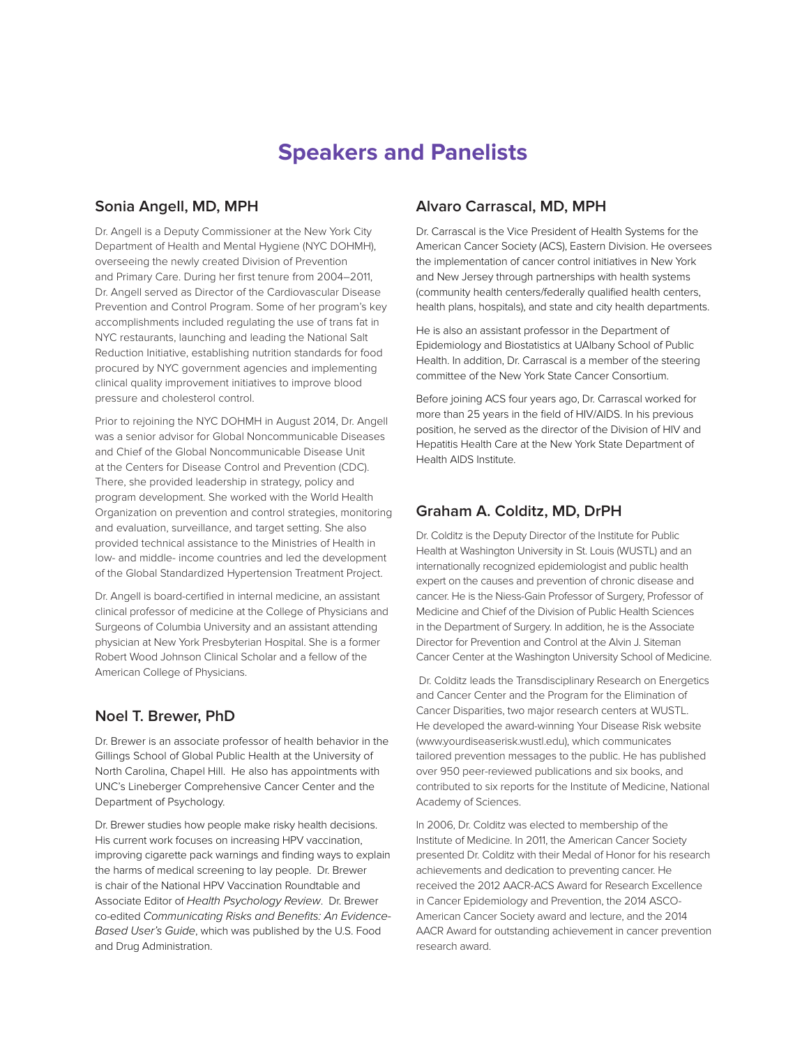# Speakers and Panelists

## Sonia Angell, MD, MPH

Dr. Angell is a Deputy Commissioner at the New York City Department of Health and Mental Hygiene (NYC DOHMH), overseeing the newly created Division of Prevention and Primary Care. During her first tenure from 2004–2011, Dr. Angell served as Director of the Cardiovascular Disease Prevention and Control Program. Some of her program's key accomplishments included regulating the use of trans fat in NYC restaurants, launching and leading the National Salt Reduction Initiative, establishing nutrition standards for food procured by NYC government agencies and implementing clinical quality improvement initiatives to improve blood pressure and cholesterol control.

Prior to rejoining the NYC DOHMH in August 2014, Dr. Angell was a senior advisor for Global Noncommunicable Diseases and Chief of the Global Noncommunicable Disease Unit at the Centers for Disease Control and Prevention (CDC). There, she provided leadership in strategy, policy and program development. She worked with the World Health Organization on prevention and control strategies, monitoring and evaluation, surveillance, and target setting. She also provided technical assistance to the Ministries of Health in low- and middle- income countries and led the development of the Global Standardized Hypertension Treatment Project.

Dr. Angell is board-certified in internal medicine, an assistant clinical professor of medicine at the College of Physicians and Surgeons of Columbia University and an assistant attending physician at New York Presbyterian Hospital. She is a former Robert Wood Johnson Clinical Scholar and a fellow of the American College of Physicians.

## Noel T. Brewer, PhD

Dr. Brewer is an associate professor of health behavior in the Gillings School of Global Public Health at the University of North Carolina, Chapel Hill. He also has appointments with UNC's Lineberger Comprehensive Cancer Center and the Department of Psychology.

Dr. Brewer studies how people make risky health decisions. His current work focuses on increasing HPV vaccination, improving cigarette pack warnings and finding ways to explain the harms of medical screening to lay people. Dr. Brewer is chair of the National HPV Vaccination Roundtable and Associate Editor of *Health Psychology Review*. Dr. Brewer co-edited *Communicating Risks and Benefits: An Evidence-Based User's Guide*, which was published by the U.S. Food and Drug Administration.

## Alvaro Carrascal, MD, MPH

Dr. Carrascal is the Vice President of Health Systems for the American Cancer Society (ACS), Eastern Division. He oversees the implementation of cancer control initiatives in New York and New Jersey through partnerships with health systems (community health centers/federally qualified health centers, health plans, hospitals), and state and city health departments.

He is also an assistant professor in the Department of Epidemiology and Biostatistics at UAlbany School of Public Health. In addition, Dr. Carrascal is a member of the steering committee of the New York State Cancer Consortium.

Before joining ACS four years ago, Dr. Carrascal worked for more than 25 years in the field of HIV/AIDS. In his previous position, he served as the director of the Division of HIV and Hepatitis Health Care at the New York State Department of Health AIDS Institute.

## Graham A. Colditz, MD, DrPH

Dr. Colditz is the Deputy Director of the Institute for Public Health at Washington University in St. Louis (WUSTL) and an internationally recognized epidemiologist and public health expert on the causes and prevention of chronic disease and cancer. He is the Niess-Gain Professor of Surgery, Professor of Medicine and Chief of the Division of Public Health Sciences in the Department of Surgery. In addition, he is the Associate Director for Prevention and Control at the Alvin J. Siteman Cancer Center at the Washington University School of Medicine.

Dr. Colditz leads the Transdisciplinary Research on Energetics and Cancer Center and the Program for the Elimination of Cancer Disparities, two major research centers at WUSTL. He developed the award-winning Your Disease Risk website (www.yourdiseaserisk.wustl.edu), which communicates tailored prevention messages to the public. He has published over 950 peer-reviewed publications and six books, and contributed to six reports for the Institute of Medicine, National Academy of Sciences.

In 2006, Dr. Colditz was elected to membership of the Institute of Medicine. In 2011, the American Cancer Society presented Dr. Colditz with their Medal of Honor for his research achievements and dedication to preventing cancer. He received the 2012 AACR-ACS Award for Research Excellence in Cancer Epidemiology and Prevention, the 2014 ASCO-American Cancer Society award and lecture, and the 2014 AACR Award for outstanding achievement in cancer prevention research award.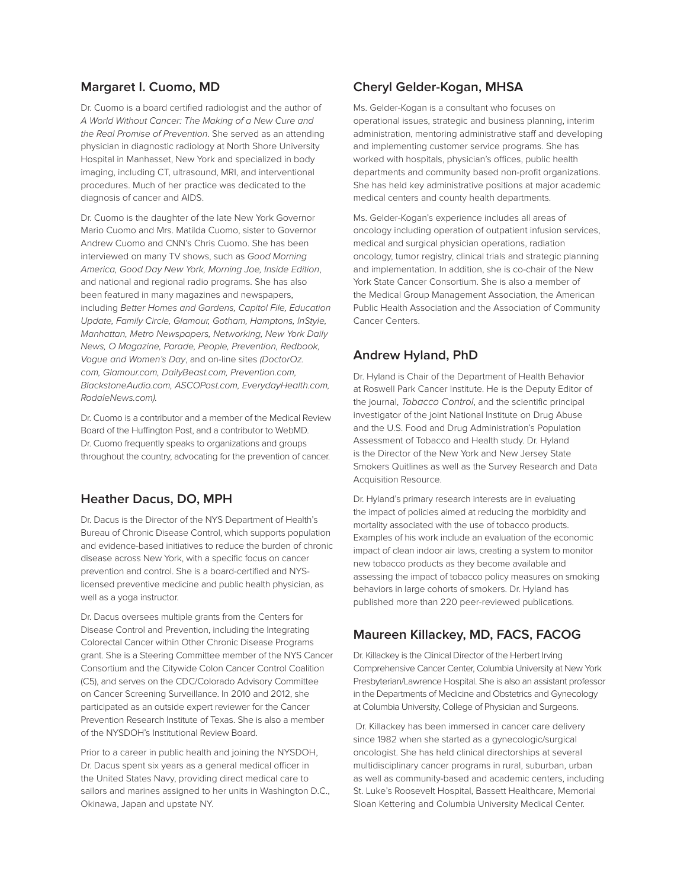## Margaret I. Cuomo, MD

Dr. Cuomo is a board certified radiologist and the author of *A World Without Cancer: The Making of a New Cure and the Real Promise of Prevention*. She served as an attending physician in diagnostic radiology at North Shore University Hospital in Manhasset, New York and specialized in body imaging, including CT, ultrasound, MRI, and interventional procedures. Much of her practice was dedicated to the diagnosis of cancer and AIDS.

Dr. Cuomo is the daughter of the late New York Governor Mario Cuomo and Mrs. Matilda Cuomo, sister to Governor Andrew Cuomo and CNN's Chris Cuomo. She has been interviewed on many TV shows, such as *Good Morning America, Good Day New York, Morning Joe, Inside Edition*, and national and regional radio programs. She has also been featured in many magazines and newspapers, including *Better Homes and Gardens, Capitol File, Education Update, Family Circle, Glamour, Gotham, Hamptons, InStyle, Manhattan, Metro Newspapers, Networking, New York Daily News, O Magazine, Parade, People, Prevention, Redbook, Vogue and Women's Day*, and on-line sites *(DoctorOz.com, Glamour.com, DailyBeast.com, Prevention.com, BlackstoneAudio.com, ASCOPost.com, EverydayHealth.com, RodaleNews.com).*

Dr. Cuomo is a contributor and a member of the Medical Review Board of the Huffington Post, and a contributor to WebMD. Dr. Cuomo frequently speaks to organizations and groups throughout the country, advocating for the prevention of cancer.

## Heather Dacus, DO, MPH

Dr. Dacus is the Director of the NYS Department of Health's Bureau of Chronic Disease Control, which supports population and evidence-based initiatives to reduce the burden of chronic disease across New York, with a specific focus on cancer prevention and control. She is a board-certified and NYS-licensed preventive medicine and public health physician, as well as a yoga instructor.

Dr. Dacus oversees multiple grants from the Centers for Disease Control and Prevention, including the Integrating Colorectal Cancer within Other Chronic Disease Programs grant. She is a Steering Committee member of the NYS Cancer Consortium and the Citywide Colon Cancer Control Coalition (C5), and serves on the CDC/Colorado Advisory Committee on Cancer Screening Surveillance. In 2010 and 2012, she participated as an outside expert reviewer for the Cancer Prevention Research Institute of Texas. She is also a member of the NYSDOH's Institutional Review Board.

Prior to a career in public health and joining the NYSDOH, Dr. Dacus spent six years as a general medical officer in the United States Navy, providing direct medical care to sailors and marines assigned to her units in Washington D.C., Okinawa, Japan and upstate NY.

## Cheryl Gelder-Kogan, MHSA

Ms. Gelder-Kogan is a consultant who focuses on operational issues, strategic and business planning, interim administration, mentoring administrative staff and developing and implementing customer service programs. She has worked with hospitals, physician's offices, public health departments and community based non-profit organizations. She has held key administrative positions at major academic medical centers and county health departments.

Ms. Gelder-Kogan's experience includes all areas of oncology including operation of outpatient infusion services, medical and surgical physician operations, radiation oncology, tumor registry, clinical trials and strategic planning and implementation. In addition, she is co-chair of the New York State Cancer Consortium. She is also a member of the Medical Group Management Association, the American Public Health Association and the Association of Community Cancer Centers.

## Andrew Hyland, PhD

Dr. Hyland is Chair of the Department of Health Behavior at Roswell Park Cancer Institute. He is the Deputy Editor of the journal, *Tobacco Control*, and the scientific principal investigator of the joint National Institute on Drug Abuse and the U.S. Food and Drug Administration's Population Assessment of Tobacco and Health study. Dr. Hyland is the Director of the New York and New Jersey State Smokers Quitlines as well as the Survey Research and Data Acquisition Resource.

Dr. Hyland's primary research interests are in evaluating the impact of policies aimed at reducing the morbidity and mortality associated with the use of tobacco products. Examples of his work include an evaluation of the economic impact of clean indoor air laws, creating a system to monitor new tobacco products as they become available and assessing the impact of tobacco policy measures on smoking behaviors in large cohorts of smokers. Dr. Hyland has published more than 220 peer-reviewed publications.

## Maureen Killackey, MD, FACS, FACOG

Dr. Killackey is the Clinical Director of the Herbert Irving Comprehensive Cancer Center, Columbia University at New York Presbyterian/Lawrence Hospital. She is also an assistant professor in the Departments of Medicine and Obstetrics and Gynecology at Columbia University, College of Physician and Surgeons.

Dr. Killackey has been immersed in cancer care delivery since 1982 when she started as a gynecologic/surgical oncologist. She has held clinical directorships at several multidisciplinary cancer programs in rural, suburban, urban as well as community-based and academic centers, including St. Luke's Roosevelt Hospital, Bassett Healthcare, Memorial Sloan Kettering and Columbia University Medical Center.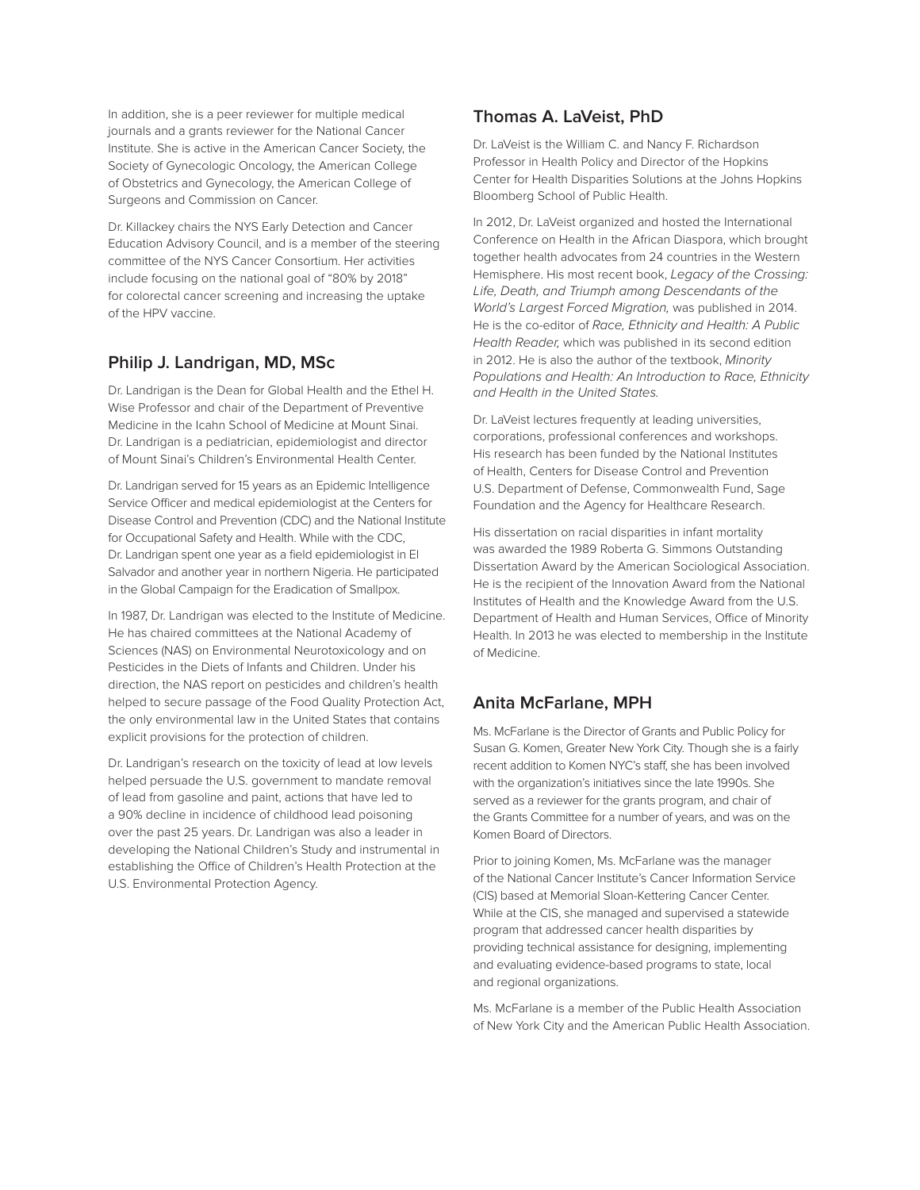In addition, she is a peer reviewer for multiple medical journals and a grants reviewer for the National Cancer Institute. She is active in the American Cancer Society, the Society of Gynecologic Oncology, the American College of Obstetrics and Gynecology, the American College of Surgeons and Commission on Cancer.

Dr. Killackey chairs the NYS Early Detection and Cancer Education Advisory Council, and is a member of the steering committee of the NYS Cancer Consortium. Her activities include focusing on the national goal of "80% by 2018" for colorectal cancer screening and increasing the uptake of the HPV vaccine.

## Philip J. Landrigan, MD, MSc

Dr. Landrigan is the Dean for Global Health and the Ethel H. Wise Professor and chair of the Department of Preventive Medicine in the Icahn School of Medicine at Mount Sinai. Dr. Landrigan is a pediatrician, epidemiologist and director of Mount Sinai's Children's Environmental Health Center.

Dr. Landrigan served for 15 years as an Epidemic Intelligence Service Officer and medical epidemiologist at the Centers for Disease Control and Prevention (CDC) and the National Institute for Occupational Safety and Health. While with the CDC, Dr. Landrigan spent one year as a field epidemiologist in El Salvador and another year in northern Nigeria. He participated in the Global Campaign for the Eradication of Smallpox.

In 1987, Dr. Landrigan was elected to the Institute of Medicine. He has chaired committees at the National Academy of Sciences (NAS) on Environmental Neurotoxicology and on Pesticides in the Diets of Infants and Children. Under his direction, the NAS report on pesticides and children's health helped to secure passage of the Food Quality Protection Act, the only environmental law in the United States that contains explicit provisions for the protection of children.

Dr. Landrigan's research on the toxicity of lead at low levels helped persuade the U.S. government to mandate removal of lead from gasoline and paint, actions that have led to a 90% decline in incidence of childhood lead poisoning over the past 25 years. Dr. Landrigan was also a leader in developing the National Children's Study and instrumental in establishing the Office of Children's Health Protection at the U.S. Environmental Protection Agency.

## Thomas A. LaVeist, PhD

Dr. LaVeist is the William C. and Nancy F. Richardson Professor in Health Policy and Director of the Hopkins Center for Health Disparities Solutions at the Johns Hopkins Bloomberg School of Public Health.

In 2012, Dr. LaVeist organized and hosted the International Conference on Health in the African Diaspora, which brought together health advocates from 24 countries in the Western Hemisphere. His most recent book, *Legacy of the Crossing: Life, Death, and Triumph among Descendants of the World's Largest Forced Migration,* was published in 2014. He is the co-editor of *Race, Ethnicity and Health: A Public Health Reader,* which was published in its second edition in 2012. He is also the author of the textbook, *Minority Populations and Health: An Introduction to Race, Ethnicity and Health in the United States.*

Dr. LaVeist lectures frequently at leading universities, corporations, professional conferences and workshops. His research has been funded by the National Institutes of Health, Centers for Disease Control and Prevention U.S. Department of Defense, Commonwealth Fund, Sage Foundation and the Agency for Healthcare Research.

His dissertation on racial disparities in infant mortality was awarded the 1989 Roberta G. Simmons Outstanding Dissertation Award by the American Sociological Association. He is the recipient of the Innovation Award from the National Institutes of Health and the Knowledge Award from the U.S. Department of Health and Human Services, Office of Minority Health. In 2013 he was elected to membership in the Institute of Medicine.

## Anita McFarlane, MPH

Ms. McFarlane is the Director of Grants and Public Policy for Susan G. Komen, Greater New York City. Though she is a fairly recent addition to Komen NYC's staff, she has been involved with the organization's initiatives since the late 1990s. She served as a reviewer for the grants program, and chair of the Grants Committee for a number of years, and was on the Komen Board of Directors.

Prior to joining Komen, Ms. McFarlane was the manager of the National Cancer Institute's Cancer Information Service (CIS) based at Memorial Sloan-Kettering Cancer Center. While at the CIS, she managed and supervised a statewide program that addressed cancer health disparities by providing technical assistance for designing, implementing and evaluating evidence-based programs to state, local and regional organizations.

Ms. McFarlane is a member of the Public Health Association of New York City and the American Public Health Association.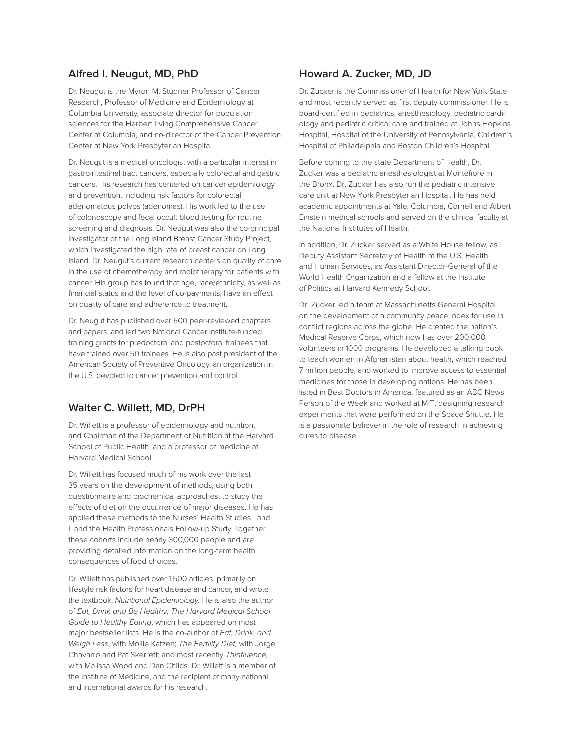## Alfred I. Neugut, MD, PhD

Dr. Neugut is the Myron M. Studner Professor of Cancer Research, Professor of Medicine and Epidemiology at Columbia University, associate director for population sciences for the Herbert Irving Comprehensive Cancer Center at Columbia, and co-director of the Cancer Prevention Center at New York Presbyterian Hospital.

Dr. Neugut is a medical oncologist with a particular interest in gastrointestinal tract cancers, especially colorectal and gastric cancers. His research has centered on cancer epidemiology and prevention, including risk factors for colorectal adenomatous polyps (adenomas). His work led to the use of colonoscopy and fecal occult blood testing for routine screening and diagnosis. Dr. Neugut was also the co-principal investigator of the Long Island Breast Cancer Study Project, which investigated the high rate of breast cancer on Long Island. Dr. Neugut's current research centers on quality of care in the use of chemotherapy and radiotherapy for patients with cancer. His group has found that age, race/ethnicity, as well as financial status and the level of co-payments, have an effect on quality of care and adherence to treatment.

Dr. Neugut has published over 500 peer-reviewed chapters and papers, and led two National Cancer Institute-funded training grants for predoctoral and postoctoral trainees that have trained over 50 trainees. He is also past president of the American Society of Preventive Oncology, an organization in the U.S. devoted to cancer prevention and control.

## Walter C. Willett, MD, DrPH

Dr. Willett is a professor of epidemiology and nutrition, and Chairman of the Department of Nutrition at the Harvard School of Public Health, and a professor of medicine at Harvard Medical School.

Dr. Willett has focused much of his work over the last 35 years on the development of methods, using both questionnaire and biochemical approaches, to study the effects of diet on the occurrence of major diseases. He has applied these methods to the Nurses' Health Studies I and II and the Health Professionals Follow-up Study. Together, these cohorts include nearly 300,000 people and are providing detailed information on the long-term health consequences of food choices.

Dr. Willett has published over 1,500 articles, primarily on lifestyle risk factors for heart disease and cancer, and wrote the textbook, *Nutritional Epidemiology.* He is also the author of *Eat, Drink and Be Healthy: The Harvard Medical School Guide to Healthy Eating*, which has appeared on most major bestseller lists. He is the co-author of *Eat, Drink, and Weigh Less*, with Mollie Katzen; *The Fertility Diet,* with Jorge Chavarro and Pat Skerrett; and most recently *Thinfluence,* with Malissa Wood and Dan Childs. Dr. Willett is a member of the Institute of Medicine, and the recipient of many national and international awards for his research.

## Howard A. Zucker, MD, JD

Dr. Zucker is the Commissioner of Health for New York State and most recently served as first deputy commissioner. He is board-certified in pediatrics, anesthesiology, pediatric cardiology and pediatric critical care and trained at Johns Hopkins Hospital, Hospital of the University of Pennsylvania, Children's Hospital of Philadelphia and Boston Children's Hospital.

Before coming to the state Department of Health, Dr. Zucker was a pediatric anesthesiologist at Montefiore in the Bronx. Dr. Zucker has also run the pediatric intensive care unit at New York Presbyterian Hospital. He has held academic appointments at Yale, Columbia, Cornell and Albert Einstein medical schools and served on the clinical faculty at the National Institutes of Health.

In addition, Dr. Zucker served as a White House fellow, as Deputy Assistant Secretary of Health at the U.S. Health and Human Services, as Assistant Director-General of the World Health Organization and a fellow at the Institute of Politics at Harvard Kennedy School.

Dr. Zucker led a team at Massachusetts General Hospital on the development of a community peace index for use in conflict regions across the globe. He created the nation's Medical Reserve Corps, which now has over 200,000 volunteers in 1000 programs. He developed a talking book to teach women in Afghanistan about health, which reached 7 million people, and worked to improve access to essential medicines for those in developing nations. He has been listed in Best Doctors in America, featured as an ABC News Person of the Week and worked at MIT, designing research experiments that were performed on the Space Shuttle. He is a passionate believer in the role of research in achieving cures to disease.